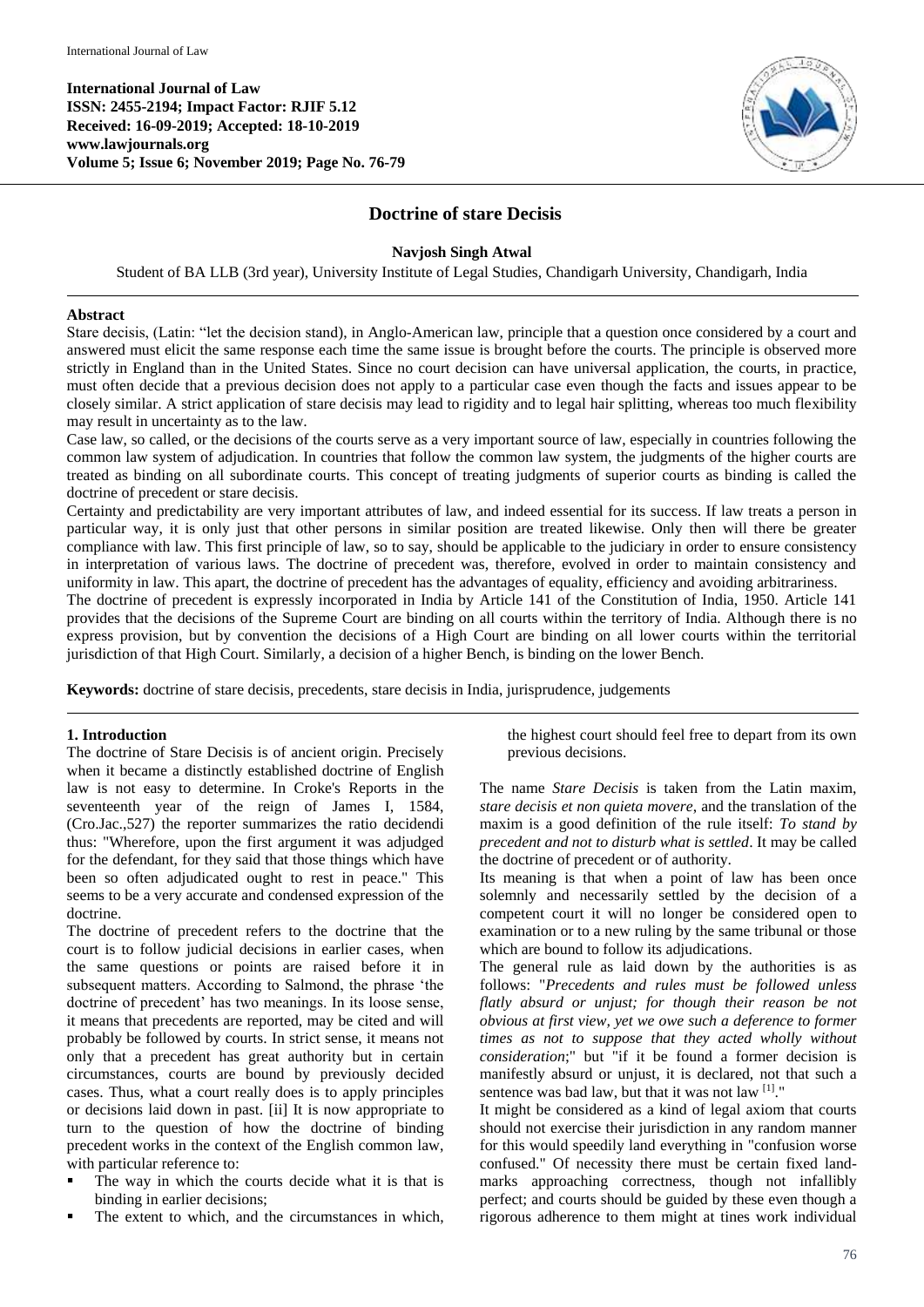**International Journal of Law**
**ISSN: 2455-2194; Impact Factor: RJIF 5.12**
**Received: 16-09-2019; Accepted: 18-10-2019**
**www.lawjournals.org**
**Volume 5; Issue 6; November 2019; Page No. 76-79**

# Doctrine of stare Decisis

**Navjosh Singh Atwal**

Student of BA LLB (3rd year), University Institute of Legal Studies, Chandigarh University, Chandigarh, India

## Abstract

Stare decisis, (Latin: "let the decision stand), in Anglo-American law, principle that a question once considered by a court and answered must elicit the same response each time the same issue is brought before the courts. The principle is observed more strictly in England than in the United States. Since no court decision can have universal application, the courts, in practice, must often decide that a previous decision does not apply to a particular case even though the facts and issues appear to be closely similar. A strict application of stare decisis may lead to rigidity and to legal hair splitting, whereas too much flexibility may result in uncertainty as to the law.

Case law, so called, or the decisions of the courts serve as a very important source of law, especially in countries following the common law system of adjudication. In countries that follow the common law system, the judgments of the higher courts are treated as binding on all subordinate courts. This concept of treating judgments of superior courts as binding is called the doctrine of precedent or stare decisis.

Certainty and predictability are very important attributes of law, and indeed essential for its success. If law treats a person in particular way, it is only just that other persons in similar position are treated likewise. Only then will there be greater compliance with law. This first principle of law, so to say, should be applicable to the judiciary in order to ensure consistency in interpretation of various laws. The doctrine of precedent was, therefore, evolved in order to maintain consistency and uniformity in law. This apart, the doctrine of precedent has the advantages of equality, efficiency and avoiding arbitrariness.

The doctrine of precedent is expressly incorporated in India by Article 141 of the Constitution of India, 1950. Article 141 provides that the decisions of the Supreme Court are binding on all courts within the territory of India. Although there is no express provision, but by convention the decisions of a High Court are binding on all lower courts within the territorial jurisdiction of that High Court. Similarly, a decision of a higher Bench, is binding on the lower Bench.

**Keywords:** doctrine of stare decisis, precedents, stare decisis in India, jurisprudence, judgements

## 1. Introduction

The doctrine of Stare Decisis is of ancient origin. Precisely when it became a distinctly established doctrine of English law is not easy to determine. In Croke's Reports in the seventeenth year of the reign of James I, 1584, (Cro.Jac.,527) the reporter summarizes the ratio decidendi thus: "Wherefore, upon the first argument it was adjudged for the defendant, for they said that those things which have been so often adjudicated ought to rest in peace." This seems to be a very accurate and condensed expression of the doctrine.

The doctrine of precedent refers to the doctrine that the court is to follow judicial decisions in earlier cases, when the same questions or points are raised before it in subsequent matters. According to Salmond, the phrase 'the doctrine of precedent' has two meanings. In its loose sense, it means that precedents are reported, may be cited and will probably be followed by courts. In strict sense, it means not only that a precedent has great authority but in certain circumstances, courts are bound by previously decided cases. Thus, what a court really does is to apply principles or decisions laid down in past. [ii] It is now appropriate to turn to the question of how the doctrine of binding precedent works in the context of the English common law, with particular reference to:

- The way in which the courts decide what it is that is binding in earlier decisions;
- The extent to which, and the circumstances in which, the highest court should feel free to depart from its own previous decisions.

The name *Stare Decisis* is taken from the Latin maxim, *stare decisis et non quieta movere*, and the translation of the maxim is a good definition of the rule itself: *To stand by precedent and not to disturb what is settled*. It may be called the doctrine of precedent or of authority.

Its meaning is that when a point of law has been once solemnly and necessarily settled by the decision of a competent court it will no longer be considered open to examination or to a new ruling by the same tribunal or those which are bound to follow its adjudications.

The general rule as laid down by the authorities is as follows: "*Precedents and rules must be followed unless flatly absurd or unjust; for though their reason be not obvious at first view, yet we owe such a deference to former times as not to suppose that they acted wholly without consideration*;" but "if it be found a former decision is manifestly absurd or unjust, it is declared, not that such a sentence was bad law, but that it was not law [1]."

It might be considered as a kind of legal axiom that courts should not exercise their jurisdiction in any random manner for this would speedily land everything in "confusion worse confused." Of necessity there must be certain fixed land-marks approaching correctness, though not infallibly perfect; and courts should be guided by these even though a rigorous adherence to them might at tines work individual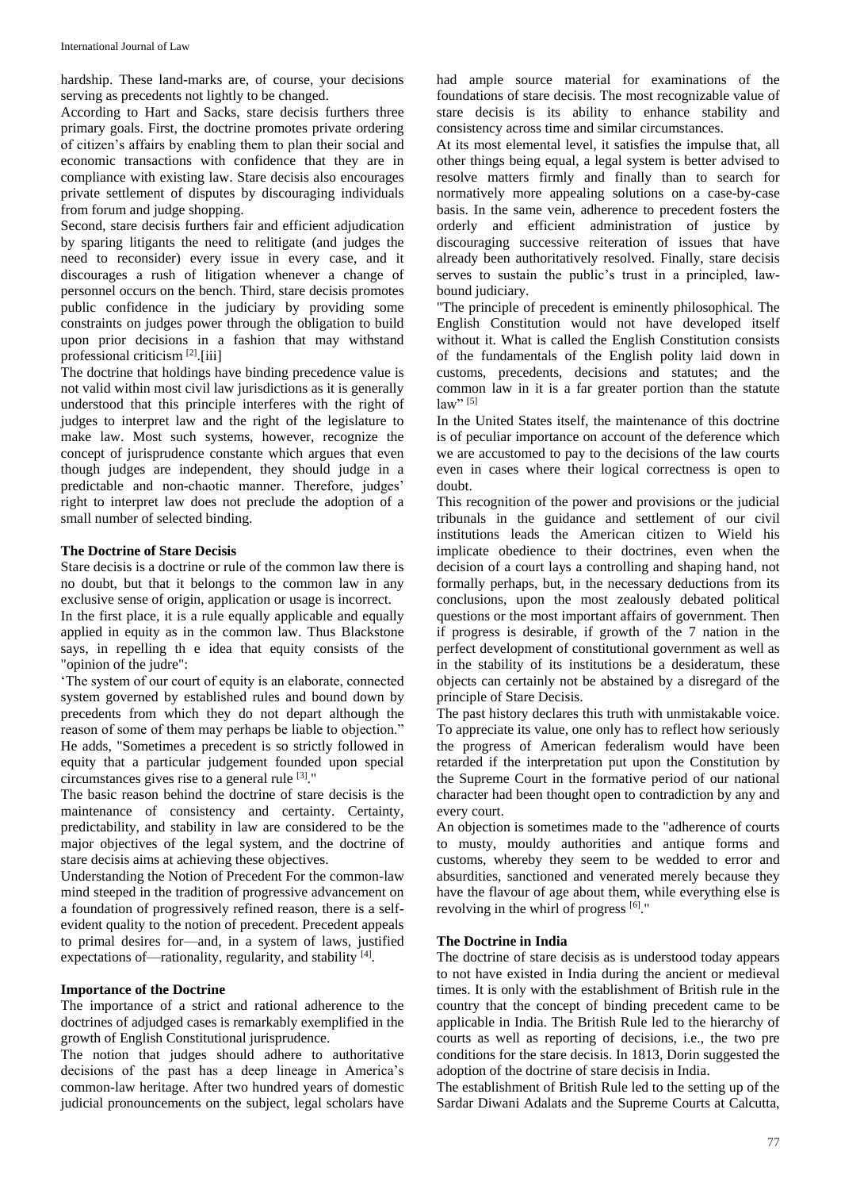hardship. These land-marks are, of course, your decisions serving as precedents not lightly to be changed.

According to Hart and Sacks, stare decisis furthers three primary goals. First, the doctrine promotes private ordering of citizen's affairs by enabling them to plan their social and economic transactions with confidence that they are in compliance with existing law. Stare decisis also encourages private settlement of disputes by discouraging individuals from forum and judge shopping.

Second, stare decisis furthers fair and efficient adjudication by sparing litigants the need to relitigate (and judges the need to reconsider) every issue in every case, and it discourages a rush of litigation whenever a change of personnel occurs on the bench. Third, stare decisis promotes public confidence in the judiciary by providing some constraints on judges power through the obligation to build upon prior decisions in a fashion that may withstand professional criticism [2].[iii]

The doctrine that holdings have binding precedence value is not valid within most civil law jurisdictions as it is generally understood that this principle interferes with the right of judges to interpret law and the right of the legislature to make law. Most such systems, however, recognize the concept of jurisprudence constante which argues that even though judges are independent, they should judge in a predictable and non-chaotic manner. Therefore, judges' right to interpret law does not preclude the adoption of a small number of selected binding.

### The Doctrine of Stare Decisis

Stare decisis is a doctrine or rule of the common law there is no doubt, but that it belongs to the common law in any exclusive sense of origin, application or usage is incorrect.

In the first place, it is a rule equally applicable and equally applied in equity as in the common law. Thus Blackstone says, in repelling th e idea that equity consists of the "opinion of the judre":

'The system of our court of equity is an elaborate, connected system governed by established rules and bound down by precedents from which they do not depart although the reason of some of them may perhaps be liable to objection." He adds, "Sometimes a precedent is so strictly followed in equity that a particular judgement founded upon special circumstances gives rise to a general rule [3]."

The basic reason behind the doctrine of stare decisis is the maintenance of consistency and certainty. Certainty, predictability, and stability in law are considered to be the major objectives of the legal system, and the doctrine of stare decisis aims at achieving these objectives.

Understanding the Notion of Precedent For the common-law mind steeped in the tradition of progressive advancement on a foundation of progressively refined reason, there is a self-evident quality to the notion of precedent. Precedent appeals to primal desires for—and, in a system of laws, justified expectations of—rationality, regularity, and stability [4].

### Importance of the Doctrine

The importance of a strict and rational adherence to the doctrines of adjudged cases is remarkably exemplified in the growth of English Constitutional jurisprudence.

The notion that judges should adhere to authoritative decisions of the past has a deep lineage in America's common-law heritage. After two hundred years of domestic judicial pronouncements on the subject, legal scholars have had ample source material for examinations of the foundations of stare decisis. The most recognizable value of stare decisis is its ability to enhance stability and consistency across time and similar circumstances.

At its most elemental level, it satisfies the impulse that, all other things being equal, a legal system is better advised to resolve matters firmly and finally than to search for normatively more appealing solutions on a case-by-case basis. In the same vein, adherence to precedent fosters the orderly and efficient administration of justice by discouraging successive reiteration of issues that have already been authoritatively resolved. Finally, stare decisis serves to sustain the public's trust in a principled, law-bound judiciary.

"The principle of precedent is eminently philosophical. The English Constitution would not have developed itself without it. What is called the English Constitution consists of the fundamentals of the English polity laid down in customs, precedents, decisions and statutes; and the common law in it is a far greater portion than the statute law" [5]

In the United States itself, the maintenance of this doctrine is of peculiar importance on account of the deference which we are accustomed to pay to the decisions of the law courts even in cases where their logical correctness is open to doubt.

This recognition of the power and provisions or the judicial tribunals in the guidance and settlement of our civil institutions leads the American citizen to Wield his implicate obedience to their doctrines, even when the decision of a court lays a controlling and shaping hand, not formally perhaps, but, in the necessary deductions from its conclusions, upon the most zealously debated political questions or the most important affairs of government. Then if progress is desirable, if growth of the 7 nation in the perfect development of constitutional government as well as in the stability of its institutions be a desideratum, these objects can certainly not be abstained by a disregard of the principle of Stare Decisis.

The past history declares this truth with unmistakable voice. To appreciate its value, one only has to reflect how seriously the progress of American federalism would have been retarded if the interpretation put upon the Constitution by the Supreme Court in the formative period of our national character had been thought open to contradiction by any and every court.

An objection is sometimes made to the "adherence of courts to musty, mouldy authorities and antique forms and customs, whereby they seem to be wedded to error and absurdities, sanctioned and venerated merely because they have the flavour of age about them, while everything else is revolving in the whirl of progress [6]."

### The Doctrine in India

The doctrine of stare decisis as is understood today appears to not have existed in India during the ancient or medieval times. It is only with the establishment of British rule in the country that the concept of binding precedent came to be applicable in India. The British Rule led to the hierarchy of courts as well as reporting of decisions, i.e., the two pre conditions for the stare decisis. In 1813, Dorin suggested the adoption of the doctrine of stare decisis in India.

The establishment of British Rule led to the setting up of the Sardar Diwani Adalats and the Supreme Courts at Calcutta,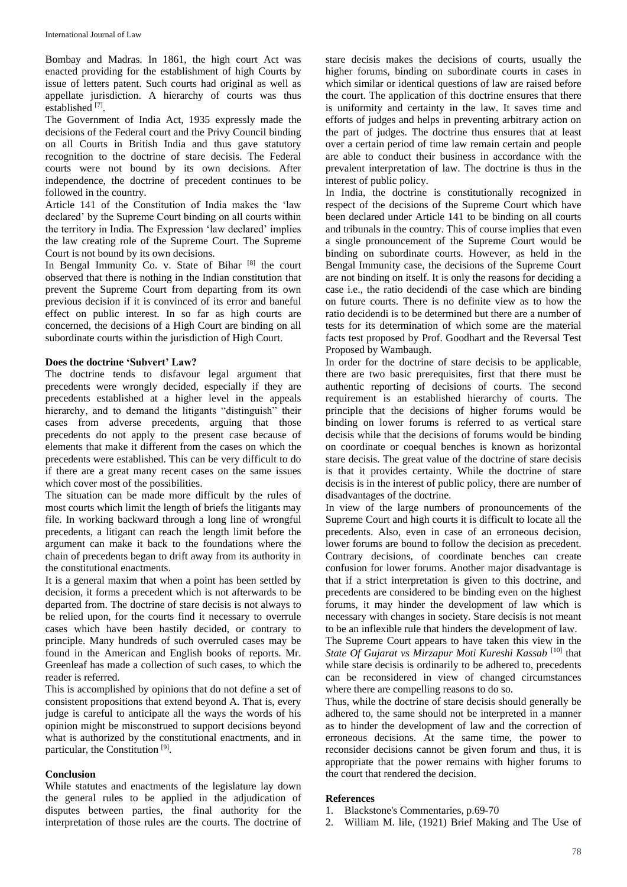Bombay and Madras. In 1861, the high court Act was enacted providing for the establishment of high Courts by issue of letters patent. Such courts had original as well as appellate jurisdiction. A hierarchy of courts was thus established [7].

The Government of India Act, 1935 expressly made the decisions of the Federal court and the Privy Council binding on all Courts in British India and thus gave statutory recognition to the doctrine of stare decisis. The Federal courts were not bound by its own decisions. After independence, the doctrine of precedent continues to be followed in the country.

Article 141 of the Constitution of India makes the 'law declared' by the Supreme Court binding on all courts within the territory in India. The Expression 'law declared' implies the law creating role of the Supreme Court. The Supreme Court is not bound by its own decisions.

In Bengal Immunity Co. v. State of Bihar [8] the court observed that there is nothing in the Indian constitution that prevent the Supreme Court from departing from its own previous decision if it is convinced of its error and baneful effect on public interest. In so far as high courts are concerned, the decisions of a High Court are binding on all subordinate courts within the jurisdiction of High Court.

**Does the doctrine 'Subvert' Law?**

The doctrine tends to disfavour legal argument that precedents were wrongly decided, especially if they are precedents established at a higher level in the appeals hierarchy, and to demand the litigants "distinguish" their cases from adverse precedents, arguing that those precedents do not apply to the present case because of elements that make it different from the cases on which the precedents were established. This can be very difficult to do if there are a great many recent cases on the same issues which cover most of the possibilities.

The situation can be made more difficult by the rules of most courts which limit the length of briefs the litigants may file. In working backward through a long line of wrongful precedents, a litigant can reach the length limit before the argument can make it back to the foundations where the chain of precedents began to drift away from its authority in the constitutional enactments.

It is a general maxim that when a point has been settled by decision, it forms a precedent which is not afterwards to be departed from. The doctrine of stare decisis is not always to be relied upon, for the courts find it necessary to overrule cases which have been hastily decided, or contrary to principle. Many hundreds of such overruled cases may be found in the American and English books of reports. Mr. Greenleaf has made a collection of such cases, to which the reader is referred.

This is accomplished by opinions that do not define a set of consistent propositions that extend beyond A. That is, every judge is careful to anticipate all the ways the words of his opinion might be misconstrued to support decisions beyond what is authorized by the constitutional enactments, and in particular, the Constitution [9].

**Conclusion**

While statutes and enactments of the legislature lay down the general rules to be applied in the adjudication of disputes between parties, the final authority for the interpretation of those rules are the courts. The doctrine of stare decisis makes the decisions of courts, usually the higher forums, binding on subordinate courts in cases in which similar or identical questions of law are raised before the court. The application of this doctrine ensures that there is uniformity and certainty in the law. It saves time and efforts of judges and helps in preventing arbitrary action on the part of judges. The doctrine thus ensures that at least over a certain period of time law remain certain and people are able to conduct their business in accordance with the prevalent interpretation of law. The doctrine is thus in the interest of public policy.

In India, the doctrine is constitutionally recognized in respect of the decisions of the Supreme Court which have been declared under Article 141 to be binding on all courts and tribunals in the country. This of course implies that even a single pronouncement of the Supreme Court would be binding on subordinate courts. However, as held in the Bengal Immunity case, the decisions of the Supreme Court are not binding on itself. It is only the reasons for deciding a case i.e., the ratio decidendi of the case which are binding on future courts. There is no definite view as to how the ratio decidendi is to be determined but there are a number of tests for its determination of which some are the material facts test proposed by Prof. Goodhart and the Reversal Test Proposed by Wambaugh.

In order for the doctrine of stare decisis to be applicable, there are two basic prerequisites, first that there must be authentic reporting of decisions of courts. The second requirement is an established hierarchy of courts. The principle that the decisions of higher forums would be binding on lower forums is referred to as vertical stare decisis while that the decisions of forums would be binding on coordinate or coequal benches is known as horizontal stare decisis. The great value of the doctrine of stare decisis is that it provides certainty. While the doctrine of stare decisis is in the interest of public policy, there are number of disadvantages of the doctrine.

In view of the large numbers of pronouncements of the Supreme Court and high courts it is difficult to locate all the precedents. Also, even in case of an erroneous decision, lower forums are bound to follow the decision as precedent. Contrary decisions, of coordinate benches can create confusion for lower forums. Another major disadvantage is that if a strict interpretation is given to this doctrine, and precedents are considered to be binding even on the highest forums, it may hinder the development of law which is necessary with changes in society. Stare decisis is not meant to be an inflexible rule that hinders the development of law.

The Supreme Court appears to have taken this view in the *State Of Gujarat vs Mirzapur Moti Kureshi Kassab* [10] that while stare decisis is ordinarily to be adhered to, precedents can be reconsidered in view of changed circumstances where there are compelling reasons to do so.

Thus, while the doctrine of stare decisis should generally be adhered to, the same should not be interpreted in a manner as to hinder the development of law and the correction of erroneous decisions. At the same time, the power to reconsider decisions cannot be given forum and thus, it is appropriate that the power remains with higher forums to the court that rendered the decision.

**References**

1. Blackstone's Commentaries, p.69-70
2. William M. lile, (1921) Brief Making and The Use of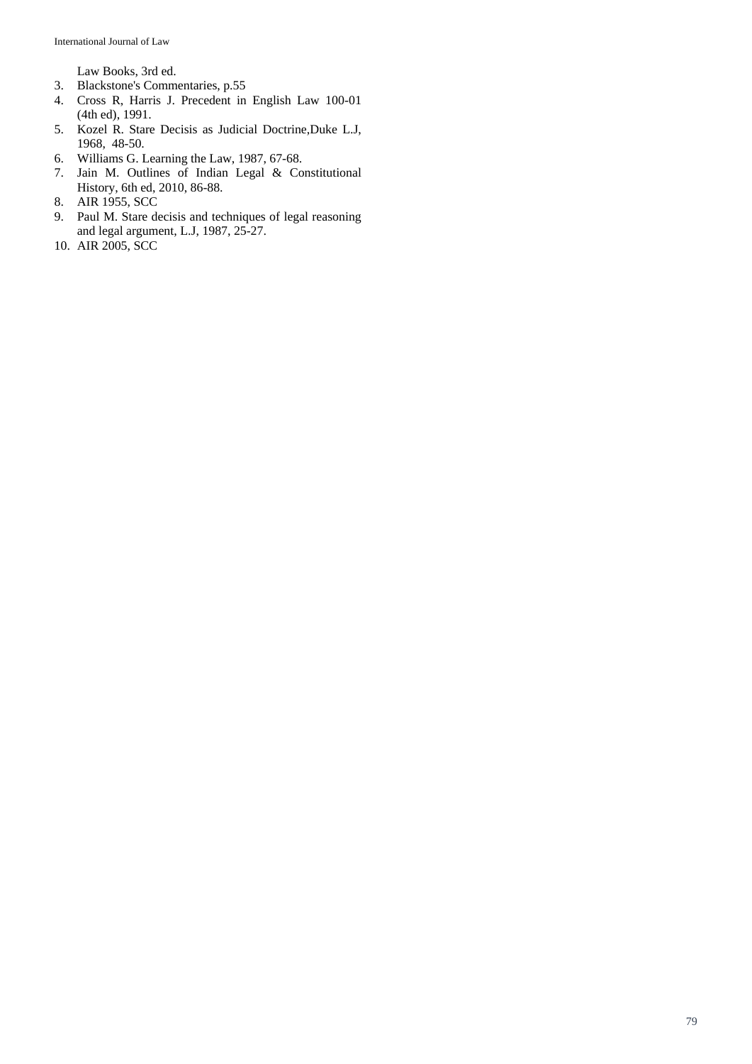Law Books, 3rd ed.

3. Blackstone's Commentaries, p.55
4. Cross R, Harris J. Precedent in English Law 100-01 (4th ed), 1991.
5. Kozel R. Stare Decisis as Judicial Doctrine,Duke L.J, 1968, 48-50.
6. Williams G. Learning the Law, 1987, 67-68.
7. Jain M. Outlines of Indian Legal & Constitutional History, 6th ed, 2010, 86-88.
8. AIR 1955, SCC
9. Paul M. Stare decisis and techniques of legal reasoning and legal argument, L.J, 1987, 25-27.
10. AIR 2005, SCC